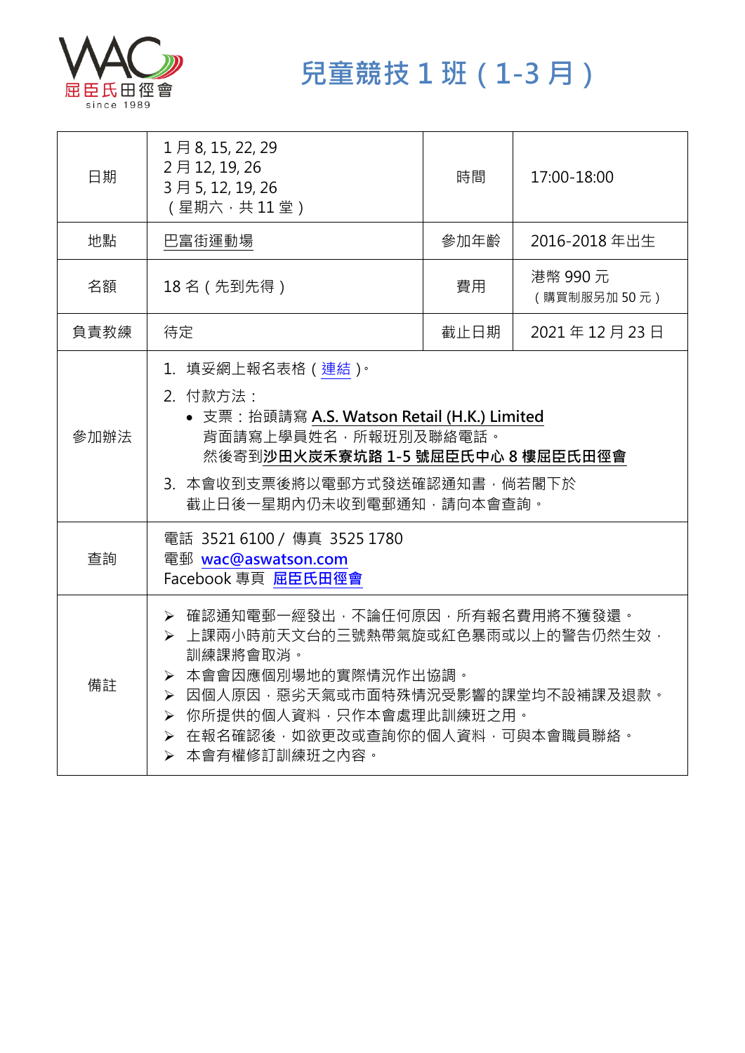# 兒童競技 1 班（1-3 月）

| 日期 | 1 月 8, 15, 22, 29<br>2 月 12, 19, 26<br>3 月 5, 12, 19, 26<br>（星期六，共 11 堂） | 時間 | 17:00-18:00 |
|---|---|---|---|
| 地點 | 巴富街運動場 | 參加年齡 | 2016-2018 年出生 |
| 名額 | 18 名（先到先得） | 費用 | 港幣 990 元<br>（購買制服另加 50 元） |
| 負責教練 | 待定 | 截止日期 | 2021 年 12 月 23 日 |
| 參加辦法 | 1. 填妥網上報名表格（連結）。<br>2. 付款方法：<br>• 支票：抬頭請寫 **A.S. Watson Retail (H.K.) Limited**<br>背面請寫上學員姓名，所報班別及聯絡電話。<br>然後寄到**沙田火炭禾寮坑路 1-5 號屈臣氏中心 8 樓屈臣氏田徑會**<br>3. 本會收到支票後將以電郵方式發送確認通知書，倘若閣下於截止日後一星期內仍未收到電郵通知，請向本會查詢。 | | |
| 查詢 | 電話 3521 6100 / 傳真 3525 1780<br>電郵 wac@aswatson.com<br>Facebook 專頁 **屈臣氏田徑會** | | |
| 備註 | ➢ 確認通知電郵一經發出，不論任何原因，所有報名費用將不獲發還。<br>➢ 上課兩小時前天文台的三號熱帶氣旋或紅色暴雨或以上的警告仍然生效，訓練課將會取消。<br>➢ 本會會因應個別場地的實際情況作出協調。<br>➢ 因個人原因，惡劣天氣或市面特殊情況受影響的課堂均不設補課及退款。<br>➢ 你所提供的個人資料，只作本會處理此訓練班之用。<br>➢ 在報名確認後，如欲更改或查詢你的個人資料，可與本會職員聯絡。<br>➢ 本會有權修訂訓練班之內容。 | | |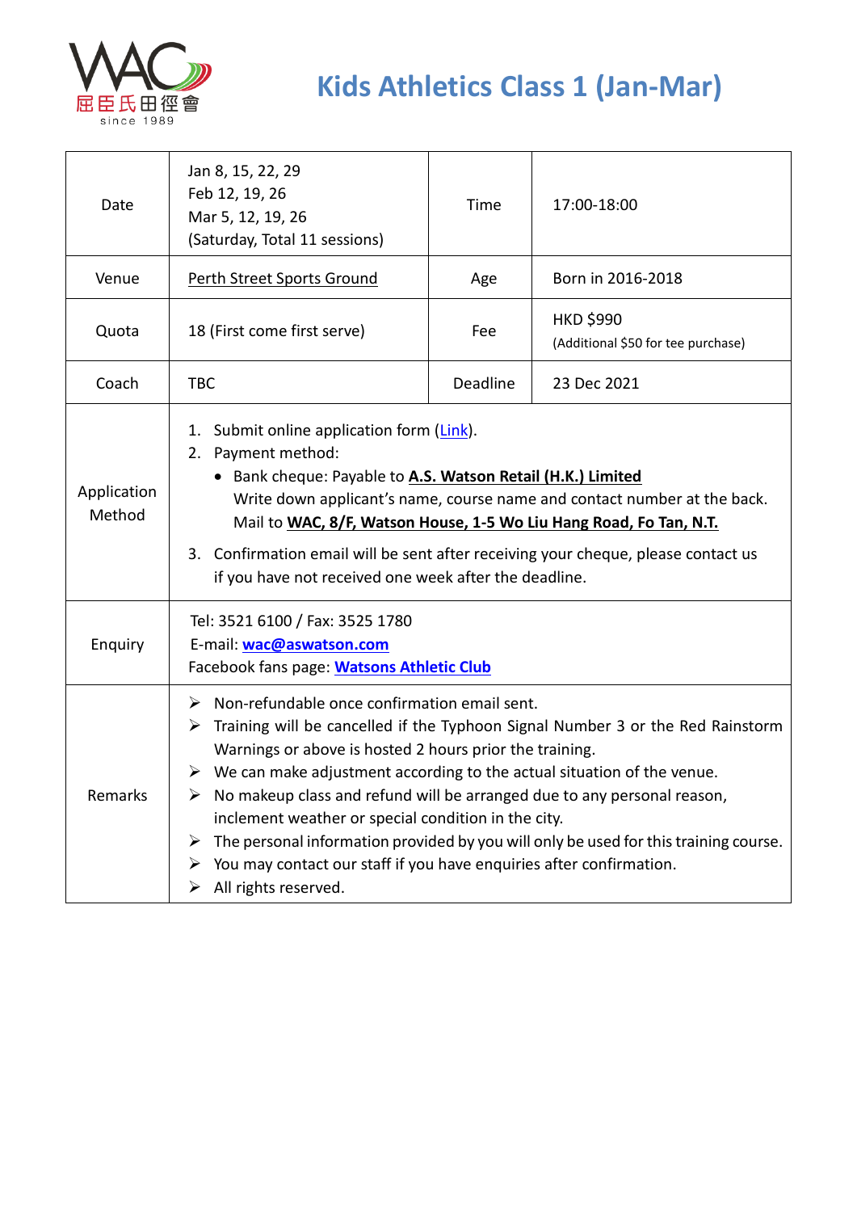# Kids Athletics Class 1 (Jan-Mar)

| | | | |
|---|---|---|---|
| Date | Jan 8, 15, 22, 29<br>Feb 12, 19, 26<br>Mar 5, 12, 19, 26<br>(Saturday, Total 11 sessions) | Time | 17:00-18:00 |
| Venue | Perth Street Sports Ground | Age | Born in 2016-2018 |
| Quota | 18 (First come first serve) | Fee | HKD $990<br>(Additional $50 for tee purchase) |
| Coach | TBC | Deadline | 23 Dec 2021 |
| Application Method | 1. Submit online application form (Link).<br>2. Payment method:<br>• Bank cheque: Payable to **A.S. Watson Retail (H.K.) Limited**<br>Write down applicant's name, course name and contact number at the back.<br>Mail to **WAC, 8/F, Watson House, 1-5 Wo Liu Hang Road, Fo Tan, N.T.**<br>3. Confirmation email will be sent after receiving your cheque, please contact us if you have not received one week after the deadline. | | |
| Enquiry | Tel: 3521 6100 / Fax: 3525 1780<br>E-mail: **wac@aswatson.com**<br>Facebook fans page: **Watsons Athletic Club** | | |
| Remarks | ➢ Non-refundable once confirmation email sent.<br>➢ Training will be cancelled if the Typhoon Signal Number 3 or the Red Rainstorm Warnings or above is hosted 2 hours prior the training.<br>➢ We can make adjustment according to the actual situation of the venue.<br>➢ No makeup class and refund will be arranged due to any personal reason, inclement weather or special condition in the city.<br>➢ The personal information provided by you will only be used for this training course.<br>➢ You may contact our staff if you have enquiries after confirmation.<br>➢ All rights reserved. | | |